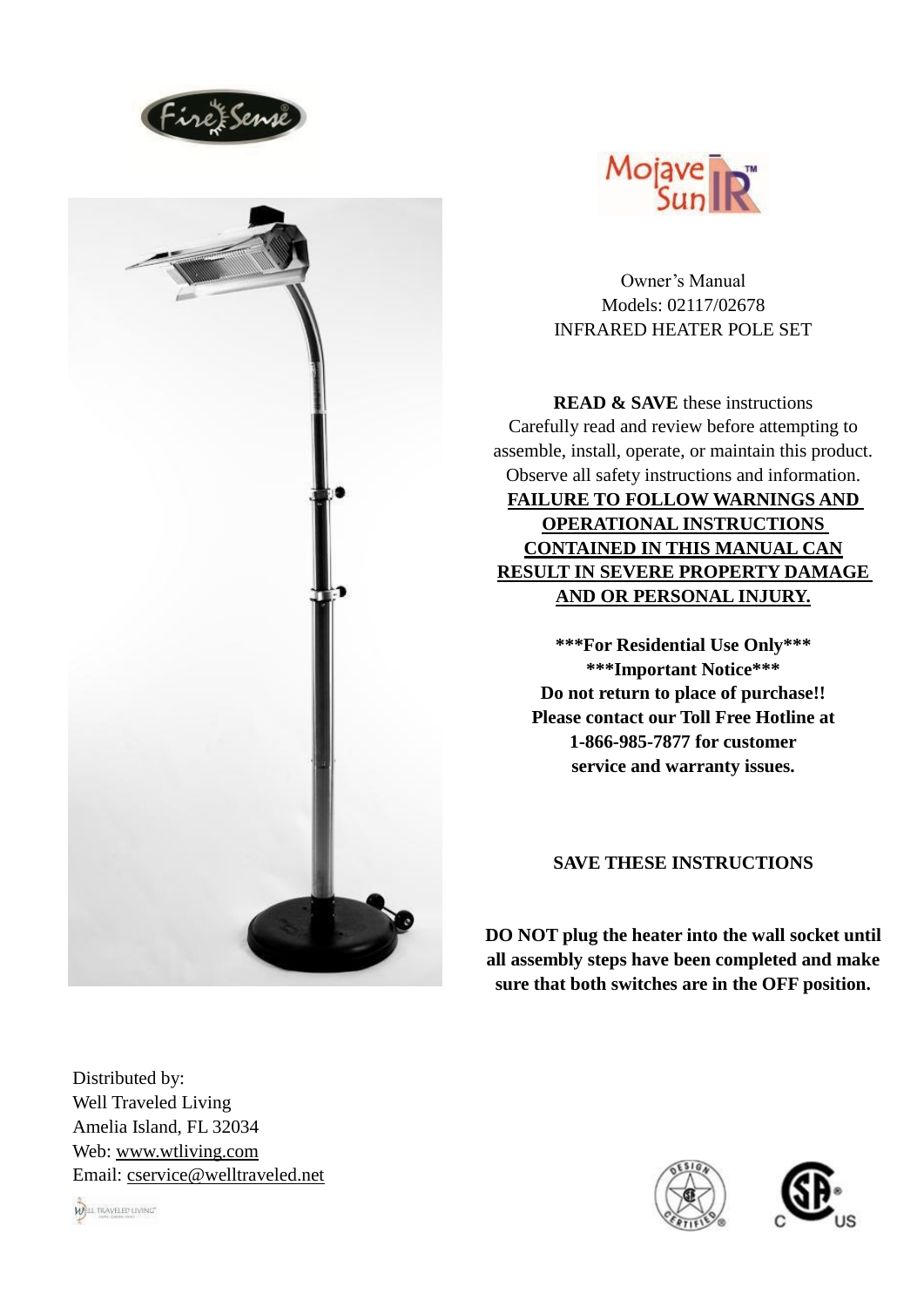Fire Sense

Mojave Sun IR™

Owner's Manual
Models: 02117/02678
INFRARED HEATER POLE SET

**READ & SAVE** these instructions
Carefully read and review before attempting to assemble, install, operate, or maintain this product. Observe all safety instructions and information.
**FAILURE TO FOLLOW WARNINGS AND OPERATIONAL INSTRUCTIONS CONTAINED IN THIS MANUAL CAN RESULT IN SEVERE PROPERTY DAMAGE AND OR PERSONAL INJURY.**

**\*\*\*For Residential Use Only\*\*\***
**\*\*\*Important Notice\*\*\***
**Do not return to place of purchase!!**
**Please contact our Toll Free Hotline at 1-866-985-7877 for customer service and warranty issues.**

**SAVE THESE INSTRUCTIONS**

**DO NOT plug the heater into the wall socket until all assembly steps have been completed and make sure that both switches are in the OFF position.**

Distributed by:
Well Traveled Living
Amelia Island, FL 32034
Web: www.wtliving.com
Email: cservice@welltraveled.net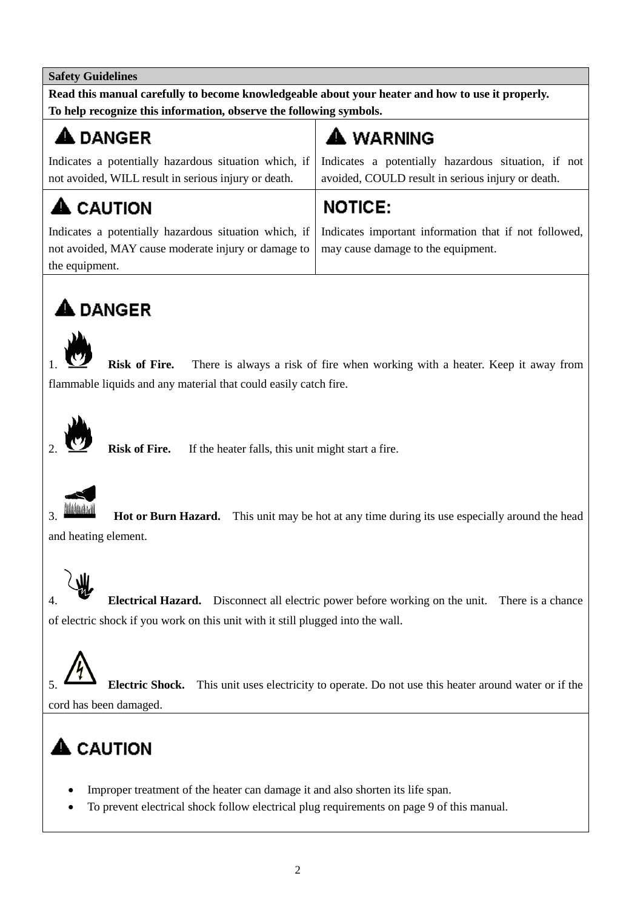## Safety Guidelines

**Read this manual carefully to become knowledgeable about your heater and how to use it properly.**
**To help recognize this information, observe the following symbols.**

| ⚠ DANGER | ⚠ WARNING |
| --- | --- |
| Indicates a potentially hazardous situation which, if not avoided, WILL result in serious injury or death. | Indicates a potentially hazardous situation, if not avoided, COULD result in serious injury or death. |
| **⚠ CAUTION** | **NOTICE:** |
| Indicates a potentially hazardous situation which, if not avoided, MAY cause moderate injury or damage to the equipment. | Indicates important information that if not followed, may cause damage to the equipment. |

### ⚠ DANGER

1. **Risk of Fire.** There is always a risk of fire when working with a heater. Keep it away from flammable liquids and any material that could easily catch fire.

2. **Risk of Fire.** If the heater falls, this unit might start a fire.

3. **Hot or Burn Hazard.** This unit may be hot at any time during its use especially around the head and heating element.

4. **Electrical Hazard.** Disconnect all electric power before working on the unit. There is a chance of electric shock if you work on this unit with it still plugged into the wall.

5. **Electric Shock.** This unit uses electricity to operate. Do not use this heater around water or if the cord has been damaged.

### ⚠ CAUTION

- Improper treatment of the heater can damage it and also shorten its life span.
- To prevent electrical shock follow electrical plug requirements on page 9 of this manual.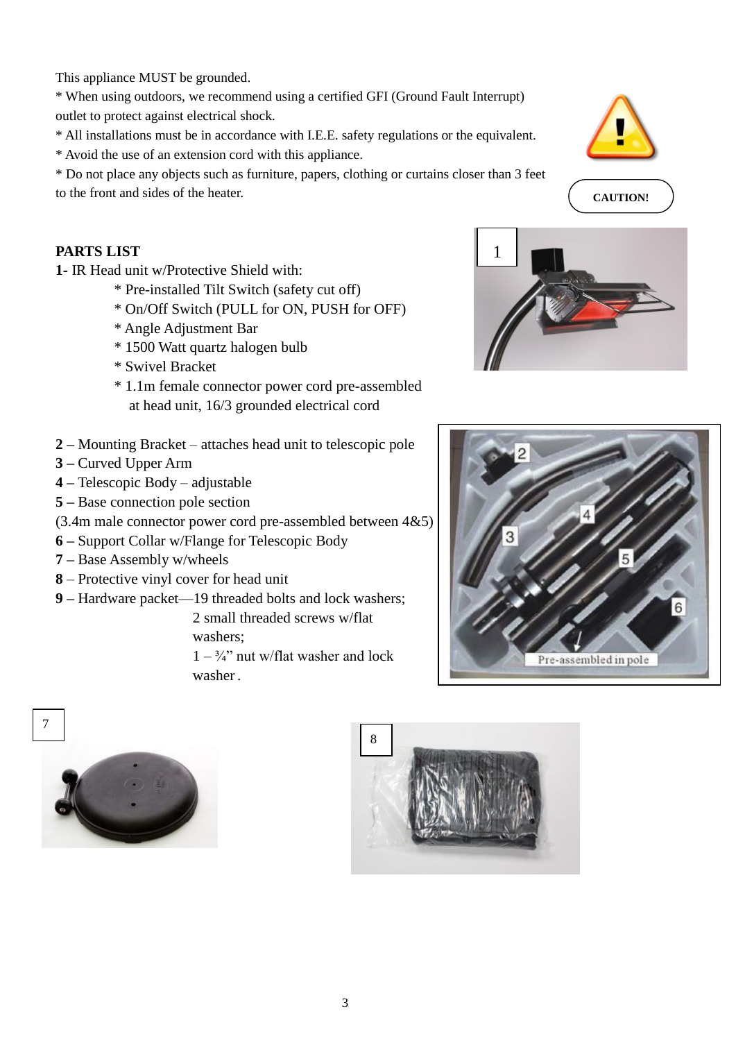This appliance MUST be grounded.

* When using outdoors, we recommend using a certified GFI (Ground Fault Interrupt) outlet to protect against electrical shock.
* All installations must be in accordance with I.E.E. safety regulations or the equivalent.
* Avoid the use of an extension cord with this appliance.
* Do not place any objects such as furniture, papers, clothing or curtains closer than 3 feet to the front and sides of the heater.

**CAUTION!**

**PARTS LIST**

**1**- IR Head unit w/Protective Shield with:

- Pre-installed Tilt Switch (safety cut off)
- On/Off Switch (PULL for ON, PUSH for OFF)
- Angle Adjustment Bar
- 1500 Watt quartz halogen bulb
- Swivel Bracket
- 1.1m female connector power cord pre-assembled at head unit, 16/3 grounded electrical cord

**2 –** Mounting Bracket – attaches head unit to telescopic pole
**3 –** Curved Upper Arm
**4 –** Telescopic Body – adjustable
**5 –** Base connection pole section
(3.4m male connector power cord pre-assembled between 4&5)
**6 –** Support Collar w/Flange for Telescopic Body
**7 –** Base Assembly w/wheels
**8** – Protective vinyl cover for head unit
**9 –** Hardware packet—19 threaded bolts and lock washers;
2 small threaded screws w/flat washers;
1 – ¾" nut w/flat washer and lock washer .

Pre-assembled in pole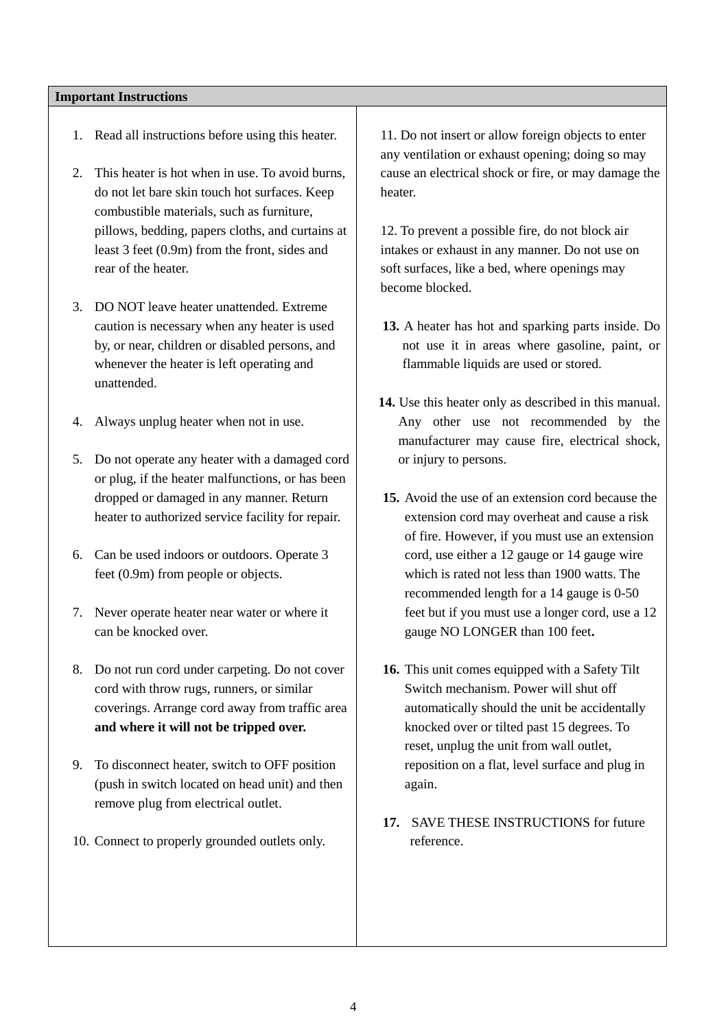**Important Instructions**

1. Read all instructions before using this heater.

2. This heater is hot when in use. To avoid burns, do not let bare skin touch hot surfaces. Keep combustible materials, such as furniture, pillows, bedding, papers cloths, and curtains at least 3 feet (0.9m) from the front, sides and rear of the heater.

3. DO NOT leave heater unattended. Extreme caution is necessary when any heater is used by, or near, children or disabled persons, and whenever the heater is left operating and unattended.

4. Always unplug heater when not in use.

5. Do not operate any heater with a damaged cord or plug, if the heater malfunctions, or has been dropped or damaged in any manner. Return heater to authorized service facility for repair.

6. Can be used indoors or outdoors. Operate 3 feet (0.9m) from people or objects.

7. Never operate heater near water or where it can be knocked over.

8. Do not run cord under carpeting. Do not cover cord with throw rugs, runners, or similar coverings. Arrange cord away from traffic area **and where it will not be tripped over.**

9. To disconnect heater, switch to OFF position (push in switch located on head unit) and then remove plug from electrical outlet.

10. Connect to properly grounded outlets only.

11. Do not insert or allow foreign objects to enter any ventilation or exhaust opening; doing so may cause an electrical shock or fire, or may damage the heater.

12. To prevent a possible fire, do not block air intakes or exhaust in any manner. Do not use on soft surfaces, like a bed, where openings may become blocked.

13. A heater has hot and sparking parts inside. Do not use it in areas where gasoline, paint, or flammable liquids are used or stored.

14. Use this heater only as described in this manual. Any other use not recommended by the manufacturer may cause fire, electrical shock, or injury to persons.

15. Avoid the use of an extension cord because the extension cord may overheat and cause a risk of fire. However, if you must use an extension cord, use either a 12 gauge or 14 gauge wire which is rated not less than 1900 watts. The recommended length for a 14 gauge is 0-50 feet but if you must use a longer cord, use a 12 gauge NO LONGER than 100 feet.

16. This unit comes equipped with a Safety Tilt Switch mechanism. Power will shut off automatically should the unit be accidentally knocked over or tilted past 15 degrees. To reset, unplug the unit from wall outlet, reposition on a flat, level surface and plug in again.

17. SAVE THESE INSTRUCTIONS for future reference.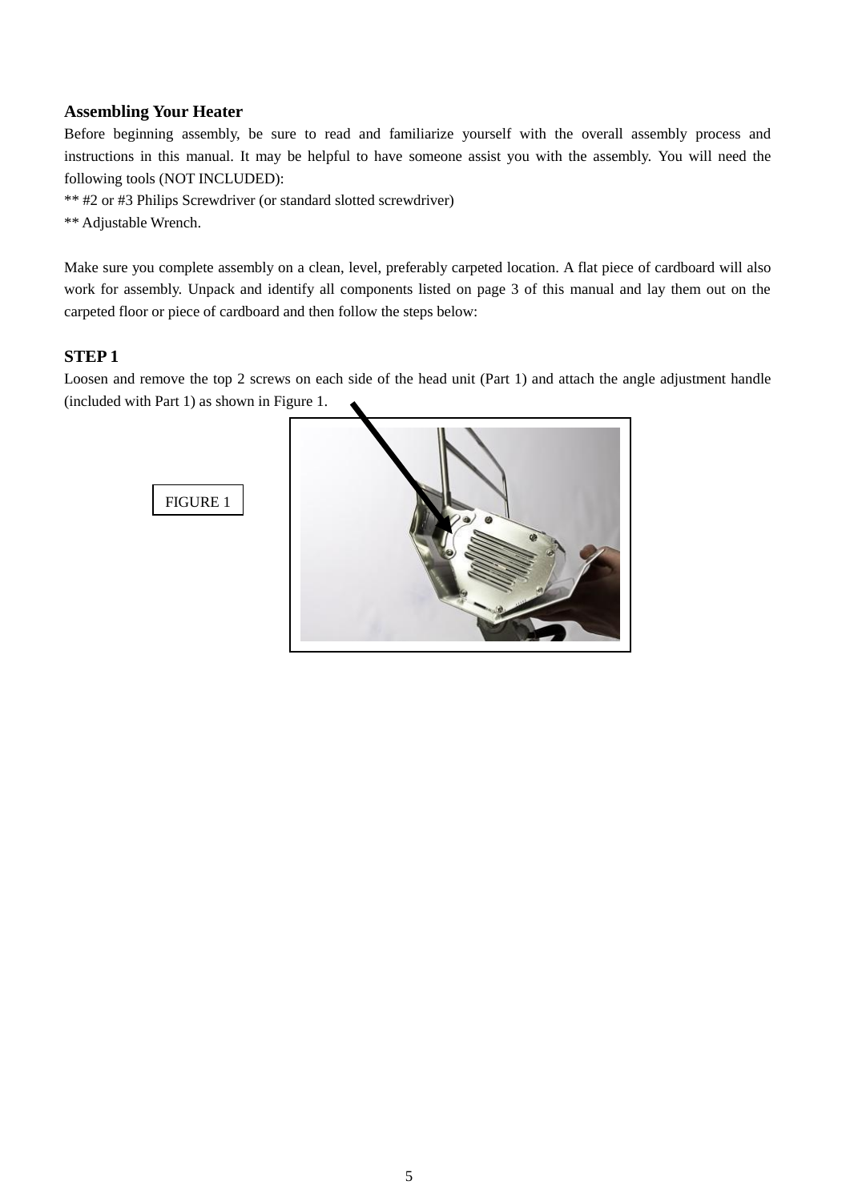## Assembling Your Heater

Before beginning assembly, be sure to read and familiarize yourself with the overall assembly process and instructions in this manual. It may be helpful to have someone assist you with the assembly. You will need the following tools (NOT INCLUDED):

** #2 or #3 Philips Screwdriver (or standard slotted screwdriver)

** Adjustable Wrench.

Make sure you complete assembly on a clean, level, preferably carpeted location. A flat piece of cardboard will also work for assembly. Unpack and identify all components listed on page 3 of this manual and lay them out on the carpeted floor or piece of cardboard and then follow the steps below:

### STEP 1

Loosen and remove the top 2 screws on each side of the head unit (Part 1) and attach the angle adjustment handle (included with Part 1) as shown in Figure 1.

FIGURE 1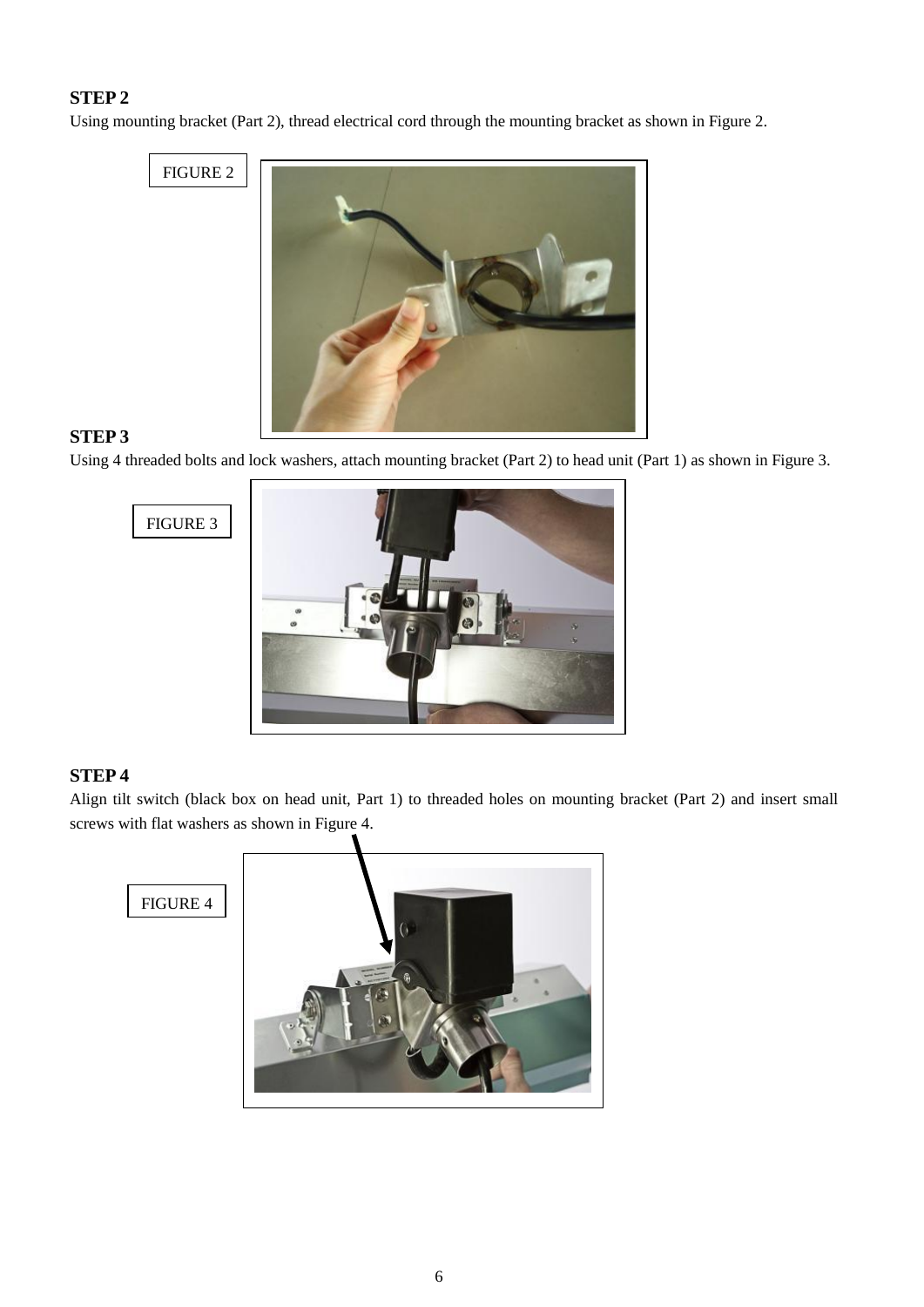**STEP 2**

Using mounting bracket (Part 2), thread electrical cord through the mounting bracket as shown in Figure 2.

FIGURE 2

**STEP 3**

Using 4 threaded bolts and lock washers, attach mounting bracket (Part 2) to head unit (Part 1) as shown in Figure 3.

FIGURE 3

**STEP 4**

Align tilt switch (black box on head unit, Part 1) to threaded holes on mounting bracket (Part 2) and insert small screws with flat washers as shown in Figure 4.

FIGURE 4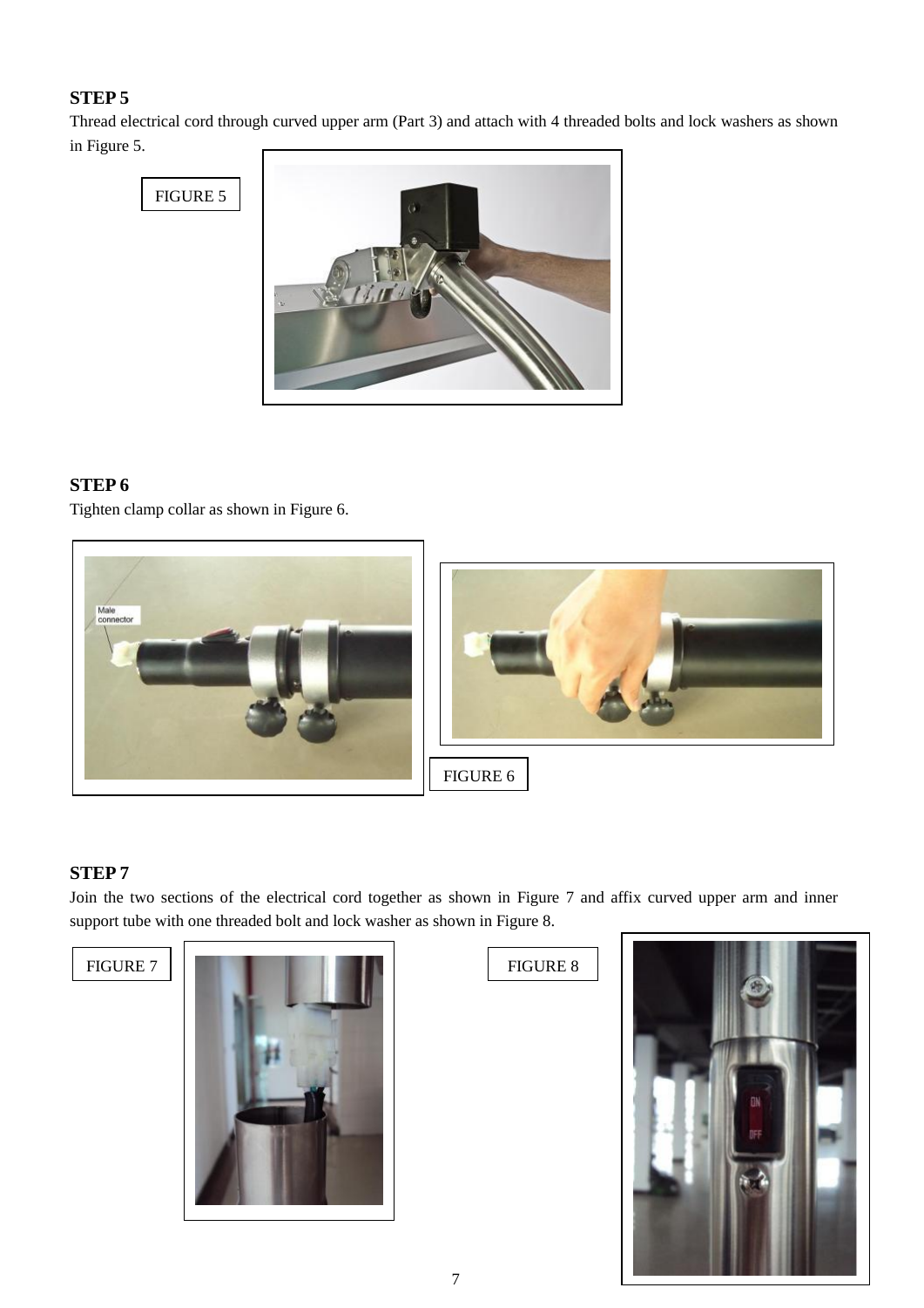## STEP 5

Thread electrical cord through curved upper arm (Part 3) and attach with 4 threaded bolts and lock washers as shown in Figure 5.

FIGURE 5

## STEP 6

Tighten clamp collar as shown in Figure 6.

FIGURE 6

## STEP 7

Join the two sections of the electrical cord together as shown in Figure 7 and affix curved upper arm and inner support tube with one threaded bolt and lock washer as shown in Figure 8.

FIGURE 7

FIGURE 8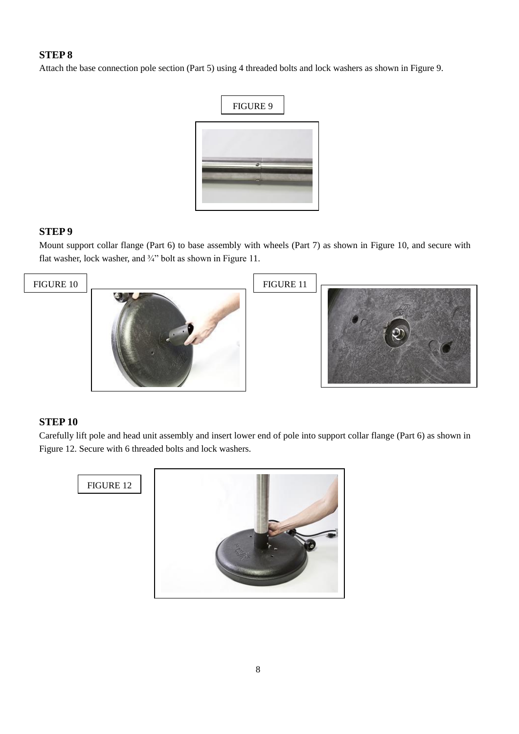**STEP 8**

Attach the base connection pole section (Part 5) using 4 threaded bolts and lock washers as shown in Figure 9.

FIGURE 9

**STEP 9**

Mount support collar flange (Part 6) to base assembly with wheels (Part 7) as shown in Figure 10, and secure with flat washer, lock washer, and ¾" bolt as shown in Figure 11.

FIGURE 10

FIGURE 11

**STEP 10**

Carefully lift pole and head unit assembly and insert lower end of pole into support collar flange (Part 6) as shown in Figure 12. Secure with 6 threaded bolts and lock washers.

FIGURE 12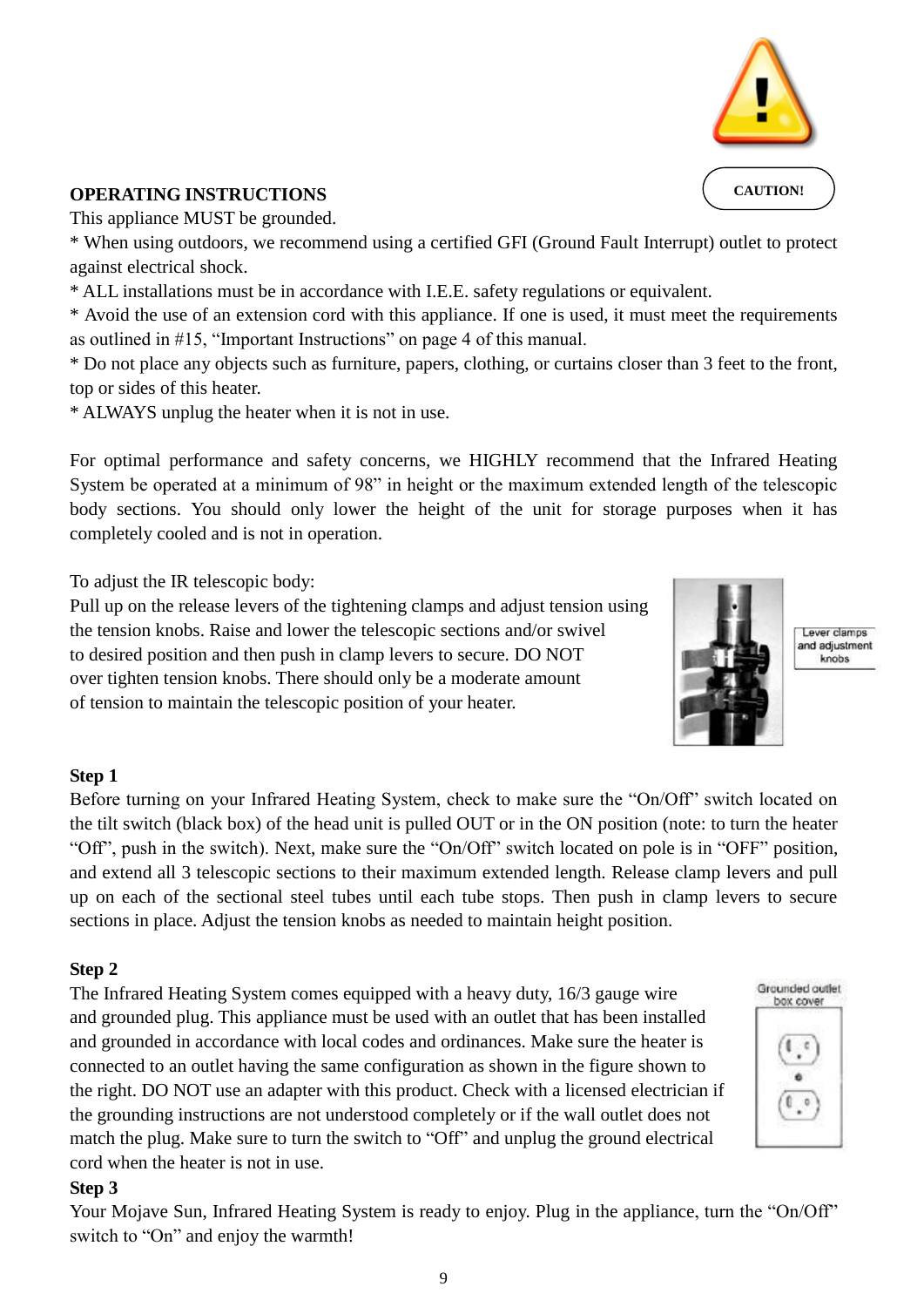CAUTION!

## OPERATING INSTRUCTIONS

This appliance MUST be grounded.

* When using outdoors, we recommend using a certified GFI (Ground Fault Interrupt) outlet to protect against electrical shock.
* ALL installations must be in accordance with I.E.E. safety regulations or equivalent.
* Avoid the use of an extension cord with this appliance. If one is used, it must meet the requirements as outlined in #15, "Important Instructions" on page 4 of this manual.
* Do not place any objects such as furniture, papers, clothing, or curtains closer than 3 feet to the front, top or sides of this heater.
* ALWAYS unplug the heater when it is not in use.

For optimal performance and safety concerns, we HIGHLY recommend that the Infrared Heating System be operated at a minimum of 98" in height or the maximum extended length of the telescopic body sections. You should only lower the height of the unit for storage purposes when it has completely cooled and is not in operation.

To adjust the IR telescopic body:
Pull up on the release levers of the tightening clamps and adjust tension using the tension knobs. Raise and lower the telescopic sections and/or swivel to desired position and then push in clamp levers to secure. DO NOT over tighten tension knobs. There should only be a moderate amount of tension to maintain the telescopic position of your heater.

Lever clamps and adjustment knobs

**Step 1**

Before turning on your Infrared Heating System, check to make sure the "On/Off" switch located on the tilt switch (black box) of the head unit is pulled OUT or in the ON position (note: to turn the heater "Off", push in the switch). Next, make sure the "On/Off" switch located on pole is in "OFF" position, and extend all 3 telescopic sections to their maximum extended length. Release clamp levers and pull up on each of the sectional steel tubes until each tube stops. Then push in clamp levers to secure sections in place. Adjust the tension knobs as needed to maintain height position.

**Step 2**

The Infrared Heating System comes equipped with a heavy duty, 16/3 gauge wire and grounded plug. This appliance must be used with an outlet that has been installed and grounded in accordance with local codes and ordinances. Make sure the heater is connected to an outlet having the same configuration as shown in the figure shown to the right. DO NOT use an adapter with this product. Check with a licensed electrician if the grounding instructions are not understood completely or if the wall outlet does not match the plug. Make sure to turn the switch to "Off" and unplug the ground electrical cord when the heater is not in use.

Grounded outlet box cover

**Step 3**

Your Mojave Sun, Infrared Heating System is ready to enjoy. Plug in the appliance, turn the "On/Off" switch to "On" and enjoy the warmth!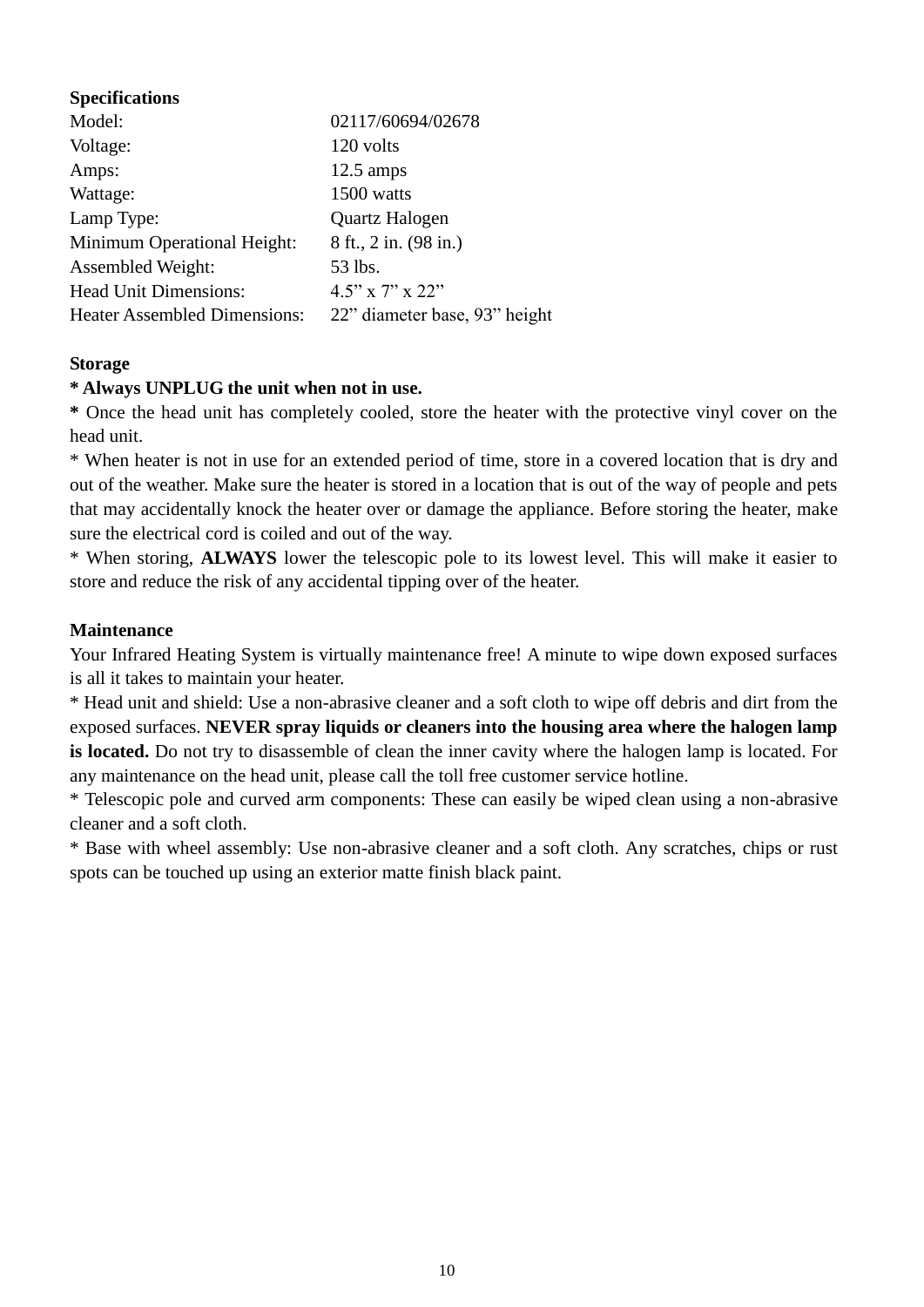**Specifications**

| | |
|---|---|
| Model: | 02117/60694/02678 |
| Voltage: | 120 volts |
| Amps: | 12.5 amps |
| Wattage: | 1500 watts |
| Lamp Type: | Quartz Halogen |
| Minimum Operational Height: | 8 ft., 2 in. (98 in.) |
| Assembled Weight: | 53 lbs. |
| Head Unit Dimensions: | 4.5" x 7" x 22" |
| Heater Assembled Dimensions: | 22" diameter base, 93" height |

**Storage**

**\* Always UNPLUG the unit when not in use.**

**\*** Once the head unit has completely cooled, store the heater with the protective vinyl cover on the head unit.

\* When heater is not in use for an extended period of time, store in a covered location that is dry and out of the weather. Make sure the heater is stored in a location that is out of the way of people and pets that may accidentally knock the heater over or damage the appliance. Before storing the heater, make sure the electrical cord is coiled and out of the way.

\* When storing, **ALWAYS** lower the telescopic pole to its lowest level. This will make it easier to store and reduce the risk of any accidental tipping over of the heater.

**Maintenance**

Your Infrared Heating System is virtually maintenance free! A minute to wipe down exposed surfaces is all it takes to maintain your heater.

\* Head unit and shield: Use a non-abrasive cleaner and a soft cloth to wipe off debris and dirt from the exposed surfaces. **NEVER spray liquids or cleaners into the housing area where the halogen lamp is located.** Do not try to disassemble of clean the inner cavity where the halogen lamp is located. For any maintenance on the head unit, please call the toll free customer service hotline.

\* Telescopic pole and curved arm components: These can easily be wiped clean using a non-abrasive cleaner and a soft cloth.

\* Base with wheel assembly: Use non-abrasive cleaner and a soft cloth. Any scratches, chips or rust spots can be touched up using an exterior matte finish black paint.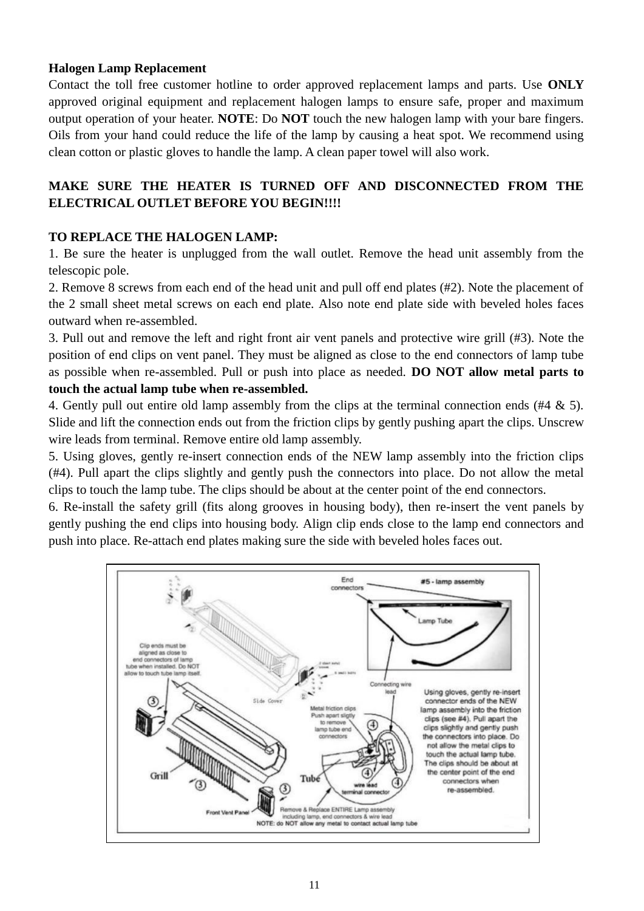**Halogen Lamp Replacement**

Contact the toll free customer hotline to order approved replacement lamps and parts. Use **ONLY** approved original equipment and replacement halogen lamps to ensure safe, proper and maximum output operation of your heater. **NOTE**: Do **NOT** touch the new halogen lamp with your bare fingers. Oils from your hand could reduce the life of the lamp by causing a heat spot. We recommend using clean cotton or plastic gloves to handle the lamp. A clean paper towel will also work.

**MAKE SURE THE HEATER IS TURNED OFF AND DISCONNECTED FROM THE ELECTRICAL OUTLET BEFORE YOU BEGIN!!!!**

**TO REPLACE THE HALOGEN LAMP:**

1. Be sure the heater is unplugged from the wall outlet. Remove the head unit assembly from the telescopic pole.
2. Remove 8 screws from each end of the head unit and pull off end plates (#2). Note the placement of the 2 small sheet metal screws on each end plate. Also note end plate side with beveled holes faces outward when re-assembled.
3. Pull out and remove the left and right front air vent panels and protective wire grill (#3). Note the position of end clips on vent panel. They must be aligned as close to the end connectors of lamp tube as possible when re-assembled. Pull or push into place as needed. **DO NOT allow metal parts to touch the actual lamp tube when re-assembled.**
4. Gently pull out entire old lamp assembly from the clips at the terminal connection ends (#4 & 5). Slide and lift the connection ends out from the friction clips by gently pushing apart the clips. Unscrew wire leads from terminal. Remove entire old lamp assembly.
5. Using gloves, gently re-insert connection ends of the NEW lamp assembly into the friction clips (#4). Pull apart the clips slightly and gently push the connectors into place. Do not allow the metal clips to touch the lamp tube. The clips should be about at the center point of the end connectors.
6. Re-install the safety grill (fits along grooves in housing body), then re-insert the vent panels by gently pushing the end clips into housing body. Align clip ends close to the lamp end connectors and push into place. Re-attach end plates making sure the side with beveled holes faces out.

End connectors

#5 - lamp assembly

Lamp Tube

Clip ends must be aligned as close to end connectors of lamp tube when installed. Do NOT allow to touch tube lamp itself.

Side Cover

Connecting wire lead

Metal friction clips Push apart sligtly to remove lamp tube end connectors

Using gloves, gently re-insert connector ends of the NEW lamp assembly into the friction clips (see #4). Pull apart the clips slightly and gently push the connectors into place. Do not allow the metal clips to touch the actual lamp tube. The clips should be about at the center point of the end connectors when re-assembled.

Grill

Tube

wire lead terminal connector

Front Vent Panel

Remove & Replace ENTIRE Lamp assembly including lamp, end connectors & wire lead

NOTE: do NOT allow any metal to contact actual lamp tube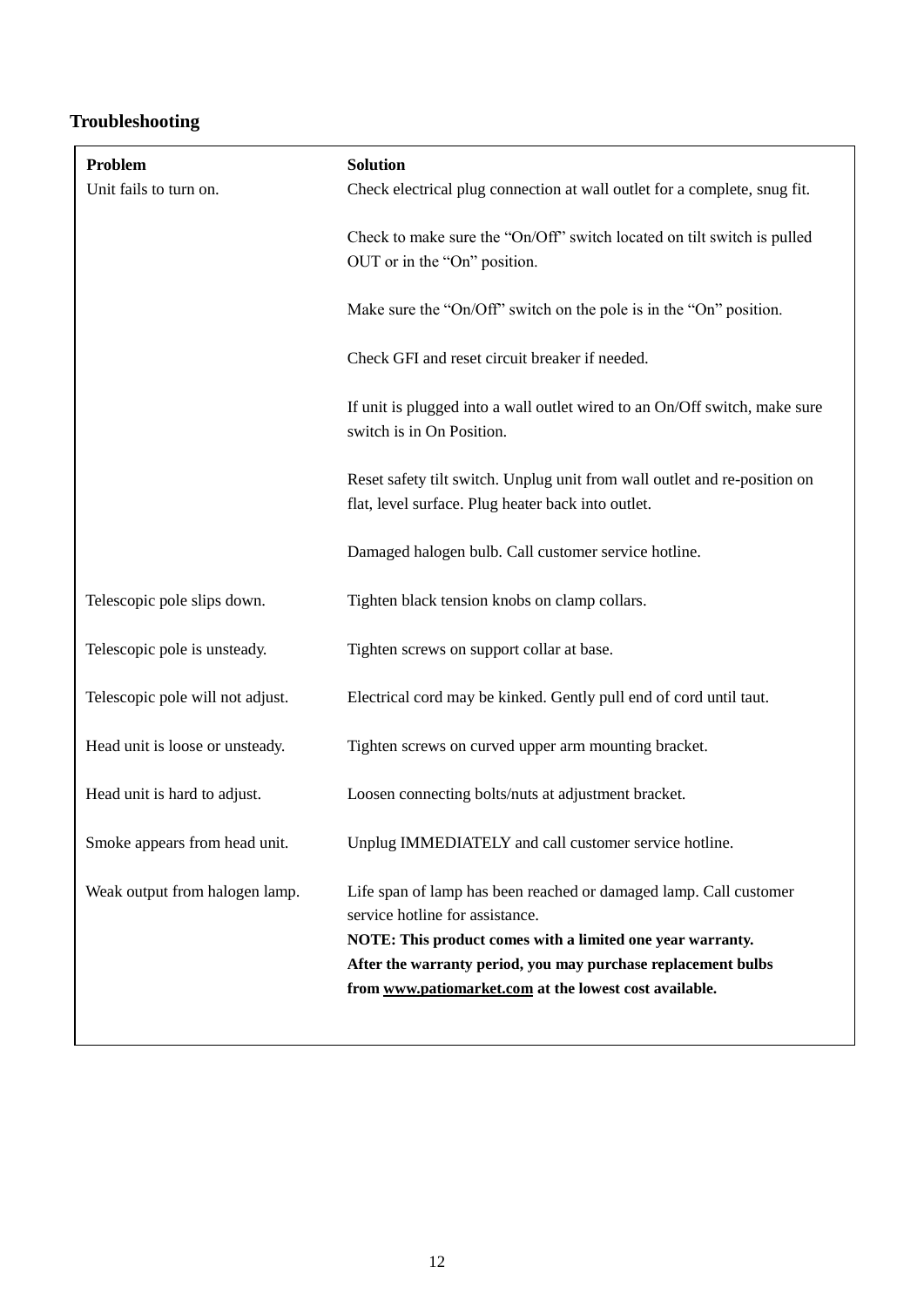## Troubleshooting

| Problem | Solution |
|---|---|
| Unit fails to turn on. | Check electrical plug connection at wall outlet for a complete, snug fit. |
| | Check to make sure the "On/Off" switch located on tilt switch is pulled OUT or in the "On" position. |
| | Make sure the "On/Off" switch on the pole is in the "On" position. |
| | Check GFI and reset circuit breaker if needed. |
| | If unit is plugged into a wall outlet wired to an On/Off switch, make sure switch is in On Position. |
| | Reset safety tilt switch. Unplug unit from wall outlet and re-position on flat, level surface. Plug heater back into outlet. |
| | Damaged halogen bulb. Call customer service hotline. |
| Telescopic pole slips down. | Tighten black tension knobs on clamp collars. |
| Telescopic pole is unsteady. | Tighten screws on support collar at base. |
| Telescopic pole will not adjust. | Electrical cord may be kinked. Gently pull end of cord until taut. |
| Head unit is loose or unsteady. | Tighten screws on curved upper arm mounting bracket. |
| Head unit is hard to adjust. | Loosen connecting bolts/nuts at adjustment bracket. |
| Smoke appears from head unit. | Unplug IMMEDIATELY and call customer service hotline. |
| Weak output from halogen lamp. | Life span of lamp has been reached or damaged lamp. Call customer service hotline for assistance. **NOTE: This product comes with a limited one year warranty. After the warranty period, you may purchase replacement bulbs from www.patiomarket.com at the lowest cost available.** |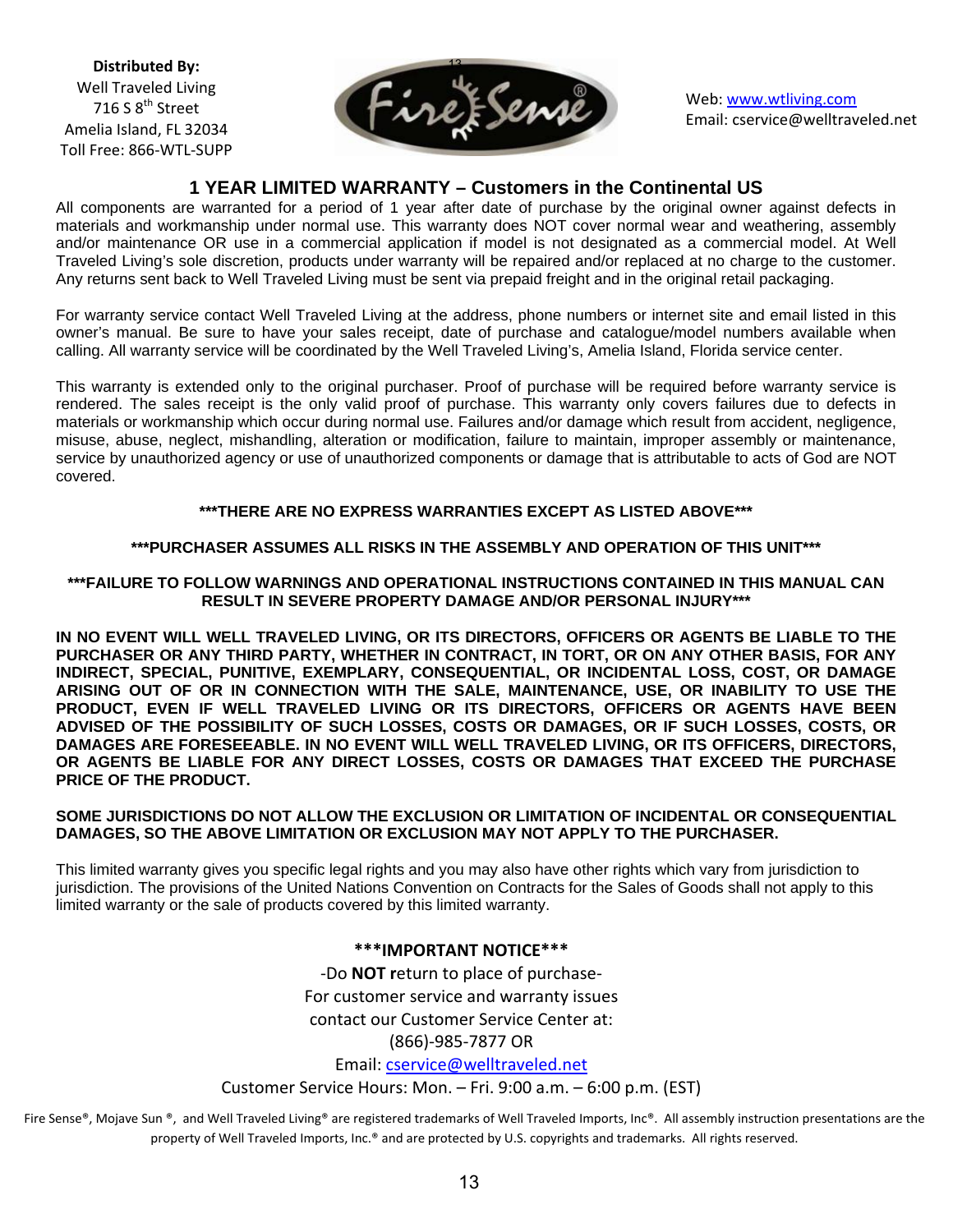**Distributed By:**
Well Traveled Living
716 S 8th Street
Amelia Island, FL 32034
Toll Free: 866-WTL-SUPP

Web: www.wtliving.com
Email: cservice@welltraveled.net

## 1 YEAR LIMITED WARRANTY – Customers in the Continental US

All components are warranted for a period of 1 year after date of purchase by the original owner against defects in materials and workmanship under normal use. This warranty does NOT cover normal wear and weathering, assembly and/or maintenance OR use in a commercial application if model is not designated as a commercial model. At Well Traveled Living's sole discretion, products under warranty will be repaired and/or replaced at no charge to the customer. Any returns sent back to Well Traveled Living must be sent via prepaid freight and in the original retail packaging.

For warranty service contact Well Traveled Living at the address, phone numbers or internet site and email listed in this owner's manual. Be sure to have your sales receipt, date of purchase and catalogue/model numbers available when calling. All warranty service will be coordinated by the Well Traveled Living's, Amelia Island, Florida service center.

This warranty is extended only to the original purchaser. Proof of purchase will be required before warranty service is rendered. The sales receipt is the only valid proof of purchase. This warranty only covers failures due to defects in materials or workmanship which occur during normal use. Failures and/or damage which result from accident, negligence, misuse, abuse, neglect, mishandling, alteration or modification, failure to maintain, improper assembly or maintenance, service by unauthorized agency or use of unauthorized components or damage that is attributable to acts of God are NOT covered.

**\*\*\*THERE ARE NO EXPRESS WARRANTIES EXCEPT AS LISTED ABOVE\*\*\***

**\*\*\*PURCHASER ASSUMES ALL RISKS IN THE ASSEMBLY AND OPERATION OF THIS UNIT\*\*\***

**\*\*\*FAILURE TO FOLLOW WARNINGS AND OPERATIONAL INSTRUCTIONS CONTAINED IN THIS MANUAL CAN RESULT IN SEVERE PROPERTY DAMAGE AND/OR PERSONAL INJURY\*\*\***

**IN NO EVENT WILL WELL TRAVELED LIVING, OR ITS DIRECTORS, OFFICERS OR AGENTS BE LIABLE TO THE PURCHASER OR ANY THIRD PARTY, WHETHER IN CONTRACT, IN TORT, OR ON ANY OTHER BASIS, FOR ANY INDIRECT, SPECIAL, PUNITIVE, EXEMPLARY, CONSEQUENTIAL, OR INCIDENTAL LOSS, COST, OR DAMAGE ARISING OUT OF OR IN CONNECTION WITH THE SALE, MAINTENANCE, USE, OR INABILITY TO USE THE PRODUCT, EVEN IF WELL TRAVELED LIVING OR ITS DIRECTORS, OFFICERS OR AGENTS HAVE BEEN ADVISED OF THE POSSIBILITY OF SUCH LOSSES, COSTS OR DAMAGES, OR IF SUCH LOSSES, COSTS, OR DAMAGES ARE FORESEEABLE. IN NO EVENT WILL WELL TRAVELED LIVING, OR ITS OFFICERS, DIRECTORS, OR AGENTS BE LIABLE FOR ANY DIRECT LOSSES, COSTS OR DAMAGES THAT EXCEED THE PURCHASE PRICE OF THE PRODUCT.**

**SOME JURISDICTIONS DO NOT ALLOW THE EXCLUSION OR LIMITATION OF INCIDENTAL OR CONSEQUENTIAL DAMAGES, SO THE ABOVE LIMITATION OR EXCLUSION MAY NOT APPLY TO THE PURCHASER.**

This limited warranty gives you specific legal rights and you may also have other rights which vary from jurisdiction to jurisdiction. The provisions of the United Nations Convention on Contracts for the Sales of Goods shall not apply to this limited warranty or the sale of products covered by this limited warranty.

**\*\*\*IMPORTANT NOTICE\*\*\***

-Do **NOT r**eturn to place of purchase-
For customer service and warranty issues
contact our Customer Service Center at:
(866)-985-7877 OR
Email: cservice@welltraveled.net
Customer Service Hours: Mon. – Fri. 9:00 a.m. – 6:00 p.m. (EST)

Fire Sense®, Mojave Sun ®, and Well Traveled Living® are registered trademarks of Well Traveled Imports, Inc®. All assembly instruction presentations are the property of Well Traveled Imports, Inc.® and are protected by U.S. copyrights and trademarks. All rights reserved.